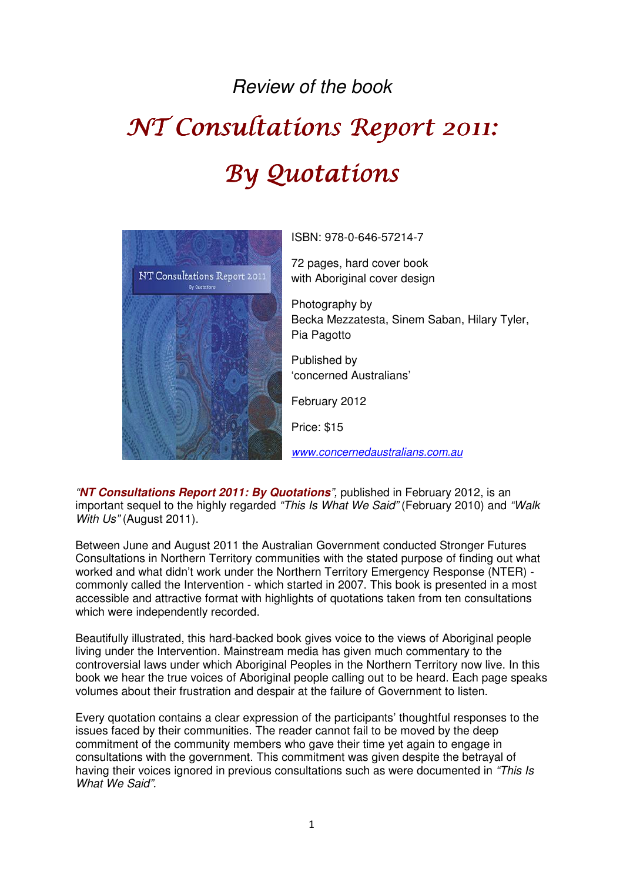*Review of the book*

# *NT Consultations Report 2011: By Quotations*

ISBN: 978-0-646-57214-7

72 pages, hard cover book with Aboriginal cover design

Photography by Becka Mezzatesta, Sinem Saban, Hilary Tyler, Pia Pagotto

Published by 'concerned Australians'

February 2012

Price: $15

*www.concernedaustralians.com.au*

*"**NT Consultations Report 2011: By Quotations**",* published in February 2012, is an important sequel to the highly regarded *"This Is What We Said"* (February 2010) and *"Walk With Us"* (August 2011).

Between June and August 2011 the Australian Government conducted Stronger Futures Consultations in Northern Territory communities with the stated purpose of finding out what worked and what didn't work under the Northern Territory Emergency Response (NTER) - commonly called the Intervention - which started in 2007. This book is presented in a most accessible and attractive format with highlights of quotations taken from ten consultations which were independently recorded.

Beautifully illustrated, this hard-backed book gives voice to the views of Aboriginal people living under the Intervention. Mainstream media has given much commentary to the controversial laws under which Aboriginal Peoples in the Northern Territory now live. In this book we hear the true voices of Aboriginal people calling out to be heard. Each page speaks volumes about their frustration and despair at the failure of Government to listen.

Every quotation contains a clear expression of the participants' thoughtful responses to the issues faced by their communities. The reader cannot fail to be moved by the deep commitment of the community members who gave their time yet again to engage in consultations with the government. This commitment was given despite the betrayal of having their voices ignored in previous consultations such as were documented in *"This Is What We Said".*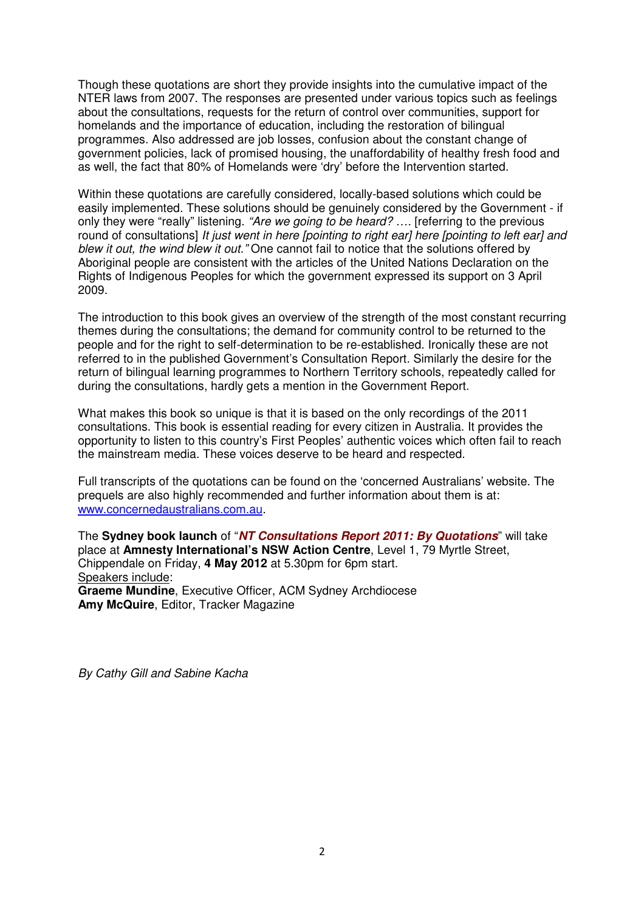Though these quotations are short they provide insights into the cumulative impact of the NTER laws from 2007. The responses are presented under various topics such as feelings about the consultations, requests for the return of control over communities, support for homelands and the importance of education, including the restoration of bilingual programmes. Also addressed are job losses, confusion about the constant change of government policies, lack of promised housing, the unaffordability of healthy fresh food and as well, the fact that 80% of Homelands were 'dry' before the Intervention started.

Within these quotations are carefully considered, locally-based solutions which could be easily implemented. These solutions should be genuinely considered by the Government - if only they were "really" listening. *"Are we going to be heard? ….* [referring to the previous round of consultations] *It just went in here [pointing to right ear] here [pointing to left ear] and blew it out, the wind blew it out."* One cannot fail to notice that the solutions offered by Aboriginal people are consistent with the articles of the United Nations Declaration on the Rights of Indigenous Peoples for which the government expressed its support on 3 April 2009.

The introduction to this book gives an overview of the strength of the most constant recurring themes during the consultations; the demand for community control to be returned to the people and for the right to self-determination to be re-established. Ironically these are not referred to in the published Government's Consultation Report. Similarly the desire for the return of bilingual learning programmes to Northern Territory schools, repeatedly called for during the consultations, hardly gets a mention in the Government Report.

What makes this book so unique is that it is based on the only recordings of the 2011 consultations. This book is essential reading for every citizen in Australia. It provides the opportunity to listen to this country's First Peoples' authentic voices which often fail to reach the mainstream media. These voices deserve to be heard and respected.

Full transcripts of the quotations can be found on the 'concerned Australians' website. The prequels are also highly recommended and further information about them is at: www.concernedaustralians.com.au.

The **Sydney book launch** of "***NT Consultations Report 2011: By Quotations***" will take place at **Amnesty International's NSW Action Centre**, Level 1, 79 Myrtle Street, Chippendale on Friday, **4 May 2012** at 5.30pm for 6pm start.
Speakers include:
**Graeme Mundine**, Executive Officer, ACM Sydney Archdiocese
**Amy McQuire**, Editor, Tracker Magazine

*By Cathy Gill and Sabine Kacha*